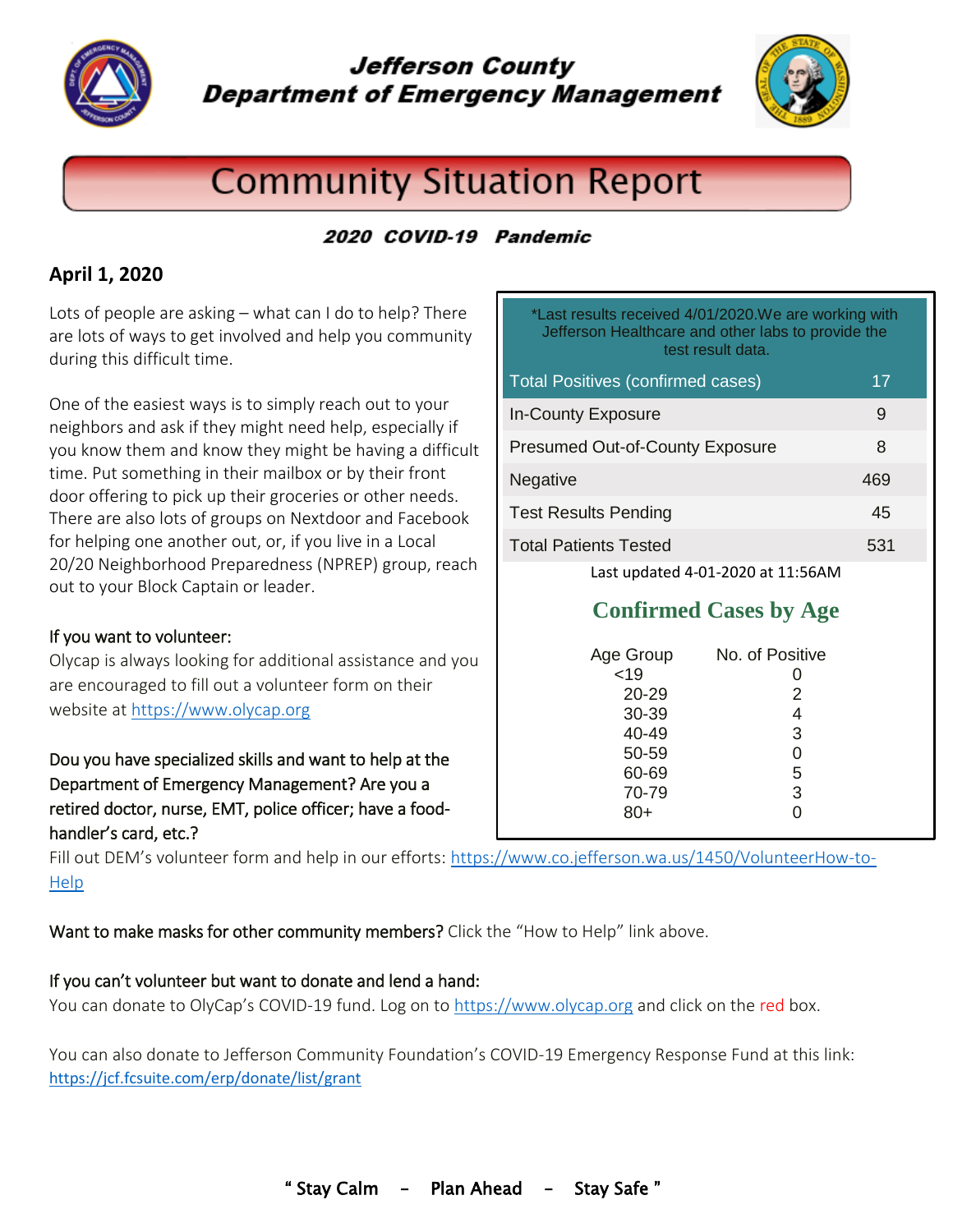# Jefferson County
# Department of Emergency Management

## Community Situation Report

***2020 COVID-19 Pandemic***

### April 1, 2020

Lots of people are asking – what can I do to help? There are lots of ways to get involved and help you community during this difficult time.

One of the easiest ways is to simply reach out to your neighbors and ask if they might need help, especially if you know them and know they might be having a difficult time. Put something in their mailbox or by their front door offering to pick up their groceries or other needs. There are also lots of groups on Nextdoor and Facebook for helping one another out, or, if you live in a Local 20/20 Neighborhood Preparedness (NPREP) group, reach out to your Block Captain or leader.

| *Last results received 4/01/2020.We are working with Jefferson Healthcare and other labs to provide the test result data. | |
|---|---|
| Total Positives (confirmed cases) | 17 |
| In-County Exposure | 9 |
| Presumed Out-of-County Exposure | 8 |
| Negative | 469 |
| Test Results Pending | 45 |
| Total Patients Tested | 531 |

Last updated 4-01-2020 at 11:56AM

**Confirmed Cases by Age**

| Age Group | No. of Positive |
|---|---|
| <19 | 0 |
| 20-29 | 2 |
| 30-39 | 4 |
| 40-49 | 3 |
| 50-59 | 0 |
| 60-69 | 5 |
| 70-79 | 3 |
| 80+ | 0 |

If you want to volunteer:

Olycap is always looking for additional assistance and you are encouraged to fill out a volunteer form on their website at https://www.olycap.org

Dou you have specialized skills and want to help at the Department of Emergency Management? Are you a retired doctor, nurse, EMT, police officer; have a food-handler's card, etc.?

Fill out DEM's volunteer form and help in our efforts: https://www.co.jefferson.wa.us/1450/VolunteerHow-to-Help

Want to make masks for other community members? Click the "How to Help" link above.

If you can't volunteer but want to donate and lend a hand:

You can donate to OlyCap's COVID-19 fund. Log on to https://www.olycap.org and click on the red box.

You can also donate to Jefferson Community Foundation's COVID-19 Emergency Response Fund at this link: https://jcf.fcsuite.com/erp/donate/list/grant

**" Stay Calm – Plan Ahead – Stay Safe "**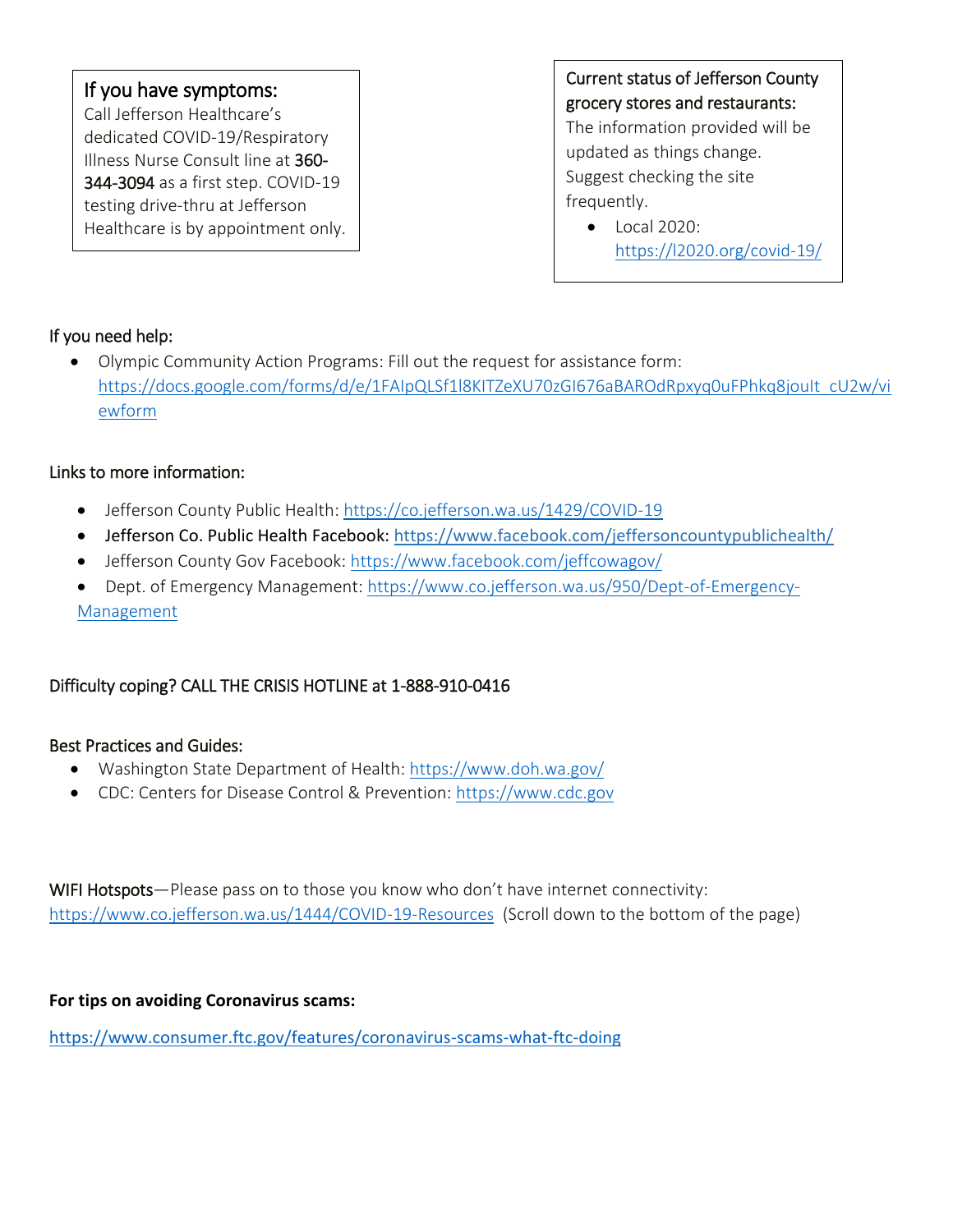**If you have symptoms:**

Call Jefferson Healthcare's dedicated COVID-19/Respiratory Illness Nurse Consult line at **360-344-3094** as a first step. COVID-19 testing drive-thru at Jefferson Healthcare is by appointment only.

**Current status of Jefferson County grocery stores and restaurants:**

The information provided will be updated as things change. Suggest checking the site frequently.

- Local 2020: https://l2020.org/covid-19/

If you need help:

- Olympic Community Action Programs: Fill out the request for assistance form: https://docs.google.com/forms/d/e/1FAIpQLSf1l8KITZeXU70zGI676aBAROdRpxyq0uFPhkq8jouIt_cU2w/viewform

Links to more information:

- Jefferson County Public Health: https://co.jefferson.wa.us/1429/COVID-19
- Jefferson Co. Public Health Facebook: https://www.facebook.com/jeffersoncountypublichealth/
- Jefferson County Gov Facebook: https://www.facebook.com/jeffcowagov/
- Dept. of Emergency Management: https://www.co.jefferson.wa.us/950/Dept-of-Emergency-Management

Difficulty coping? CALL THE CRISIS HOTLINE at 1-888-910-0416

Best Practices and Guides:

- Washington State Department of Health: https://www.doh.wa.gov/
- CDC: Centers for Disease Control & Prevention: https://www.cdc.gov

WIFI Hotspots—Please pass on to those you know who don't have internet connectivity: https://www.co.jefferson.wa.us/1444/COVID-19-Resources (Scroll down to the bottom of the page)

**For tips on avoiding Coronavirus scams:**

https://www.consumer.ftc.gov/features/coronavirus-scams-what-ftc-doing